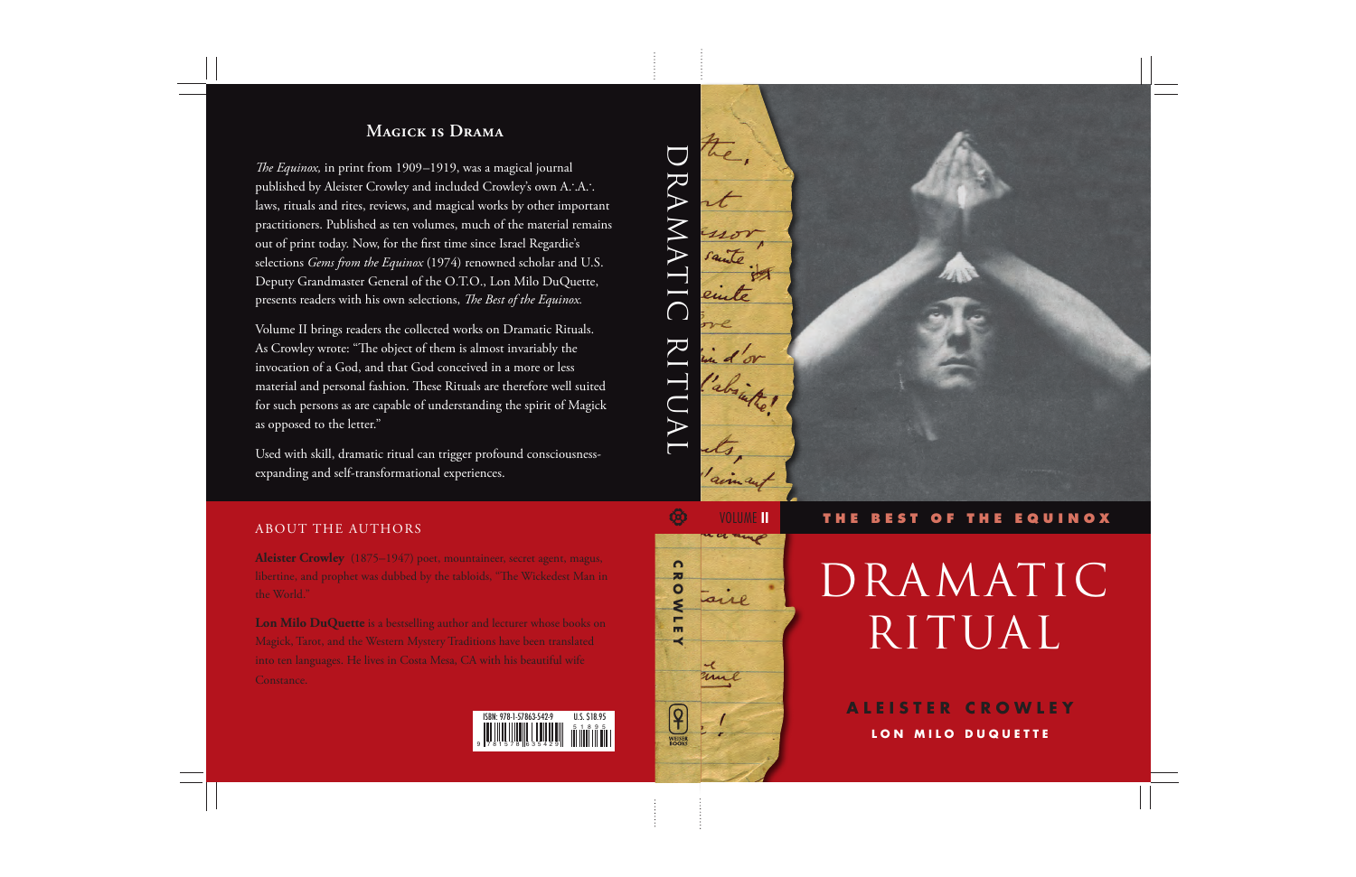## Magick is Drama

*The Equinox,* in print from 1909–1919, was a magical journal published by Aleister Crowley and included Crowley's own A∴A∴ laws, rituals and rites, reviews, and magical works by other important practitioners. Published as ten volumes, much of the material remains out of print today. Now, for the first time since Israel Regardie's selections *Gems from the Equinox* (1974) renowned scholar and U.S. Deputy Grandmaster General of the O.T.O., Lon Milo DuQuette, presents readers with his own selections, *The Best of the Equinox.*

Volume II brings readers the collected works on Dramatic Rituals. As Crowley wrote: "The object of them is almost invariably the invocation of a God, and that God conceived in a more or less material and personal fashion. These Rituals are therefore well suited for such persons as are capable of understanding the spirit of Magick as opposed to the letter."

Used with skill, dramatic ritual can trigger profound consciousness-expanding and self-transformational experiences.

## About the Authors

**Aleister Crowley** (1875–1947) poet, mountaineer, secret agent, magus, libertine, and prophet was dubbed by the tabloids, "The Wickedest Man in the World."

**Lon Milo DuQuette** is a bestselling author and lecturer whose books on Magick, Tarot, and the Western Mystery Traditions have been translated into ten languages. He lives in Costa Mesa, CA with his beautiful wife Constance.

ISBN: 978-1-57863-542-9 U.S. $18.95

DRAMATIC RITUAL

VOLUME II

CROWLEY

WEISER BOOKS

THE BEST OF THE EQUINOX

# DRAMATIC RITUAL

ALEISTER CROWLEY

LON MILO DUQUETTE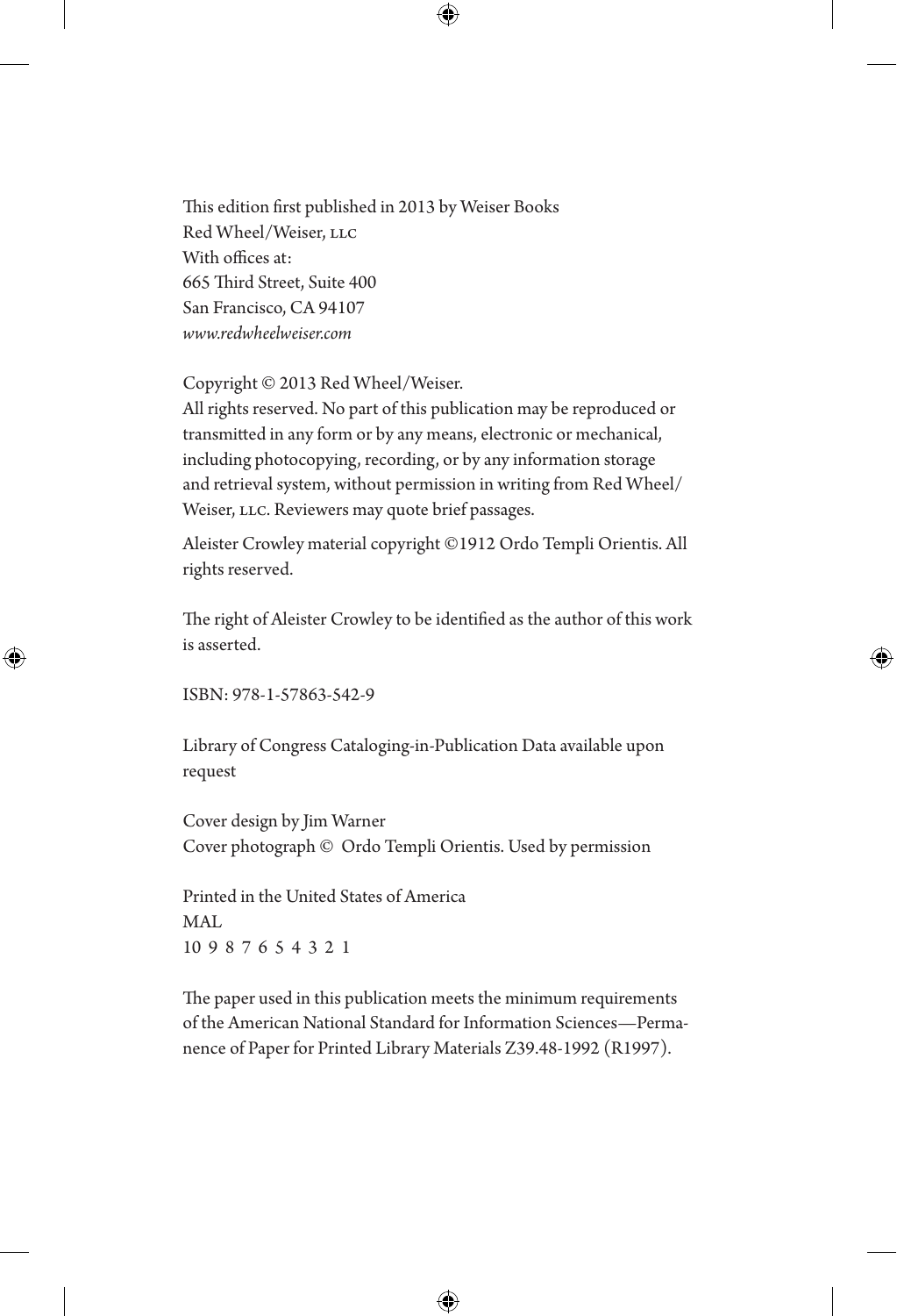This edition first published in 2013 by Weiser Books
Red Wheel/Weiser, LLC
With offices at:
665 Third Street, Suite 400
San Francisco, CA 94107
*www.redwheelweiser.com*

Copyright © 2013 Red Wheel/Weiser.
All rights reserved. No part of this publication may be reproduced or transmitted in any form or by any means, electronic or mechanical, including photocopying, recording, or by any information storage and retrieval system, without permission in writing from Red Wheel/Weiser, LLC. Reviewers may quote brief passages.

Aleister Crowley material copyright ©1912 Ordo Templi Orientis. All rights reserved.

The right of Aleister Crowley to be identified as the author of this work is asserted.

ISBN: 978-1-57863-542-9

Library of Congress Cataloging-in-Publication Data available upon request

Cover design by Jim Warner
Cover photograph © Ordo Templi Orientis. Used by permission

Printed in the United States of America
MAL
10 9 8 7 6 5 4 3 2 1

The paper used in this publication meets the minimum requirements of the American National Standard for Information Sciences—Permanence of Paper for Printed Library Materials Z39.48-1992 (R1997).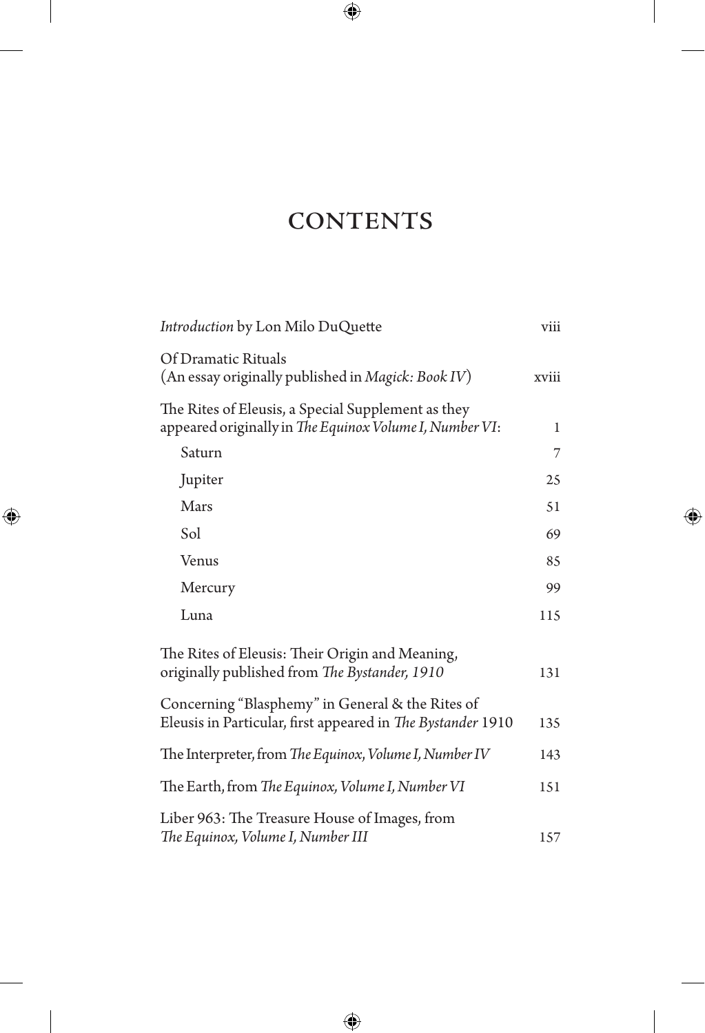# CONTENTS

| | |
|---|---|
| *Introduction* by Lon Milo DuQuette | viii |
| Of Dramatic Rituals (An essay originally published in *Magick: Book IV*) | xviii |
| The Rites of Eleusis, a Special Supplement as they appeared originally in *The Equinox Volume I, Number VI*: | 1 |
| Saturn | 7 |
| Jupiter | 25 |
| Mars | 51 |
| Sol | 69 |
| Venus | 85 |
| Mercury | 99 |
| Luna | 115 |
| The Rites of Eleusis: Their Origin and Meaning, originally published from *The Bystander, 1910* | 131 |
| Concerning "Blasphemy" in General & the Rites of Eleusis in Particular, first appeared in *The Bystander* 1910 | 135 |
| The Interpreter, from *The Equinox, Volume I, Number IV* | 143 |
| The Earth, from *The Equinox, Volume I, Number VI* | 151 |
| Liber 963: The Treasure House of Images, from *The Equinox, Volume I, Number III* | 157 |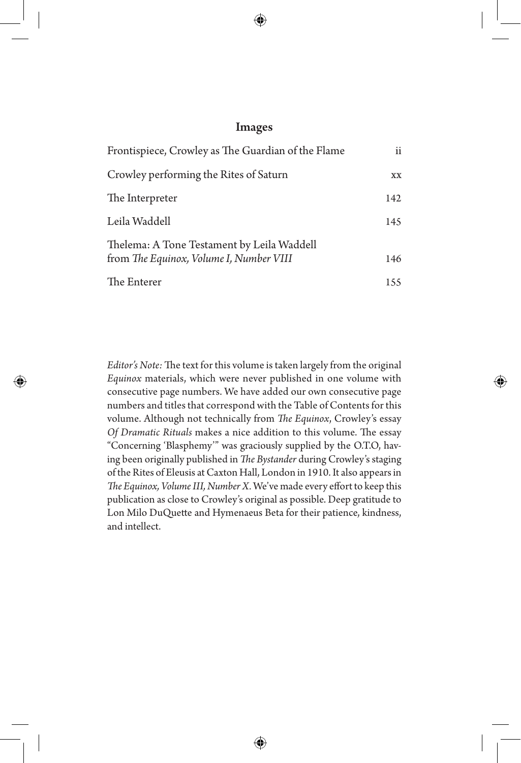## Images

| | |
|---|---|
| Frontispiece, Crowley as The Guardian of the Flame | ii |
| Crowley performing the Rites of Saturn | xx |
| The Interpreter | 142 |
| Leila Waddell | 145 |
| Thelema: A Tone Testament by Leila Waddell from *The Equinox, Volume I, Number VIII* | 146 |
| The Enterer | 155 |

*Editor's Note:* The text for this volume is taken largely from the original *Equinox* materials, which were never published in one volume with consecutive page numbers. We have added our own consecutive page numbers and titles that correspond with the Table of Contents for this volume. Although not technically from *The Equinox*, Crowley's essay *Of Dramatic Rituals* makes a nice addition to this volume. The essay "Concerning 'Blasphemy'" was graciously supplied by the O.T.O, having been originally published in *The Bystander* during Crowley's staging of the Rites of Eleusis at Caxton Hall, London in 1910. It also appears in *The Equinox, Volume III, Number X*. We've made every effort to keep this publication as close to Crowley's original as possible. Deep gratitude to Lon Milo DuQuette and Hymenaeus Beta for their patience, kindness, and intellect.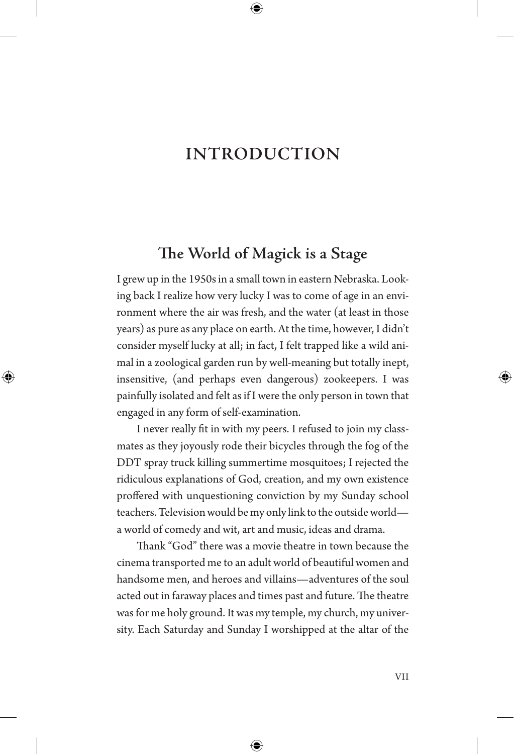# INTRODUCTION

## The World of Magick is a Stage

I grew up in the 1950s in a small town in eastern Nebraska. Looking back I realize how very lucky I was to come of age in an environment where the air was fresh, and the water (at least in those years) as pure as any place on earth. At the time, however, I didn't consider myself lucky at all; in fact, I felt trapped like a wild animal in a zoological garden run by well-meaning but totally inept, insensitive, (and perhaps even dangerous) zookeepers. I was painfully isolated and felt as if I were the only person in town that engaged in any form of self-examination.

I never really fit in with my peers. I refused to join my classmates as they joyously rode their bicycles through the fog of the DDT spray truck killing summertime mosquitoes; I rejected the ridiculous explanations of God, creation, and my own existence proffered with unquestioning conviction by my Sunday school teachers. Television would be my only link to the outside world—a world of comedy and wit, art and music, ideas and drama.

Thank "God" there was a movie theatre in town because the cinema transported me to an adult world of beautiful women and handsome men, and heroes and villains—adventures of the soul acted out in faraway places and times past and future. The theatre was for me holy ground. It was my temple, my church, my university. Each Saturday and Sunday I worshipped at the altar of the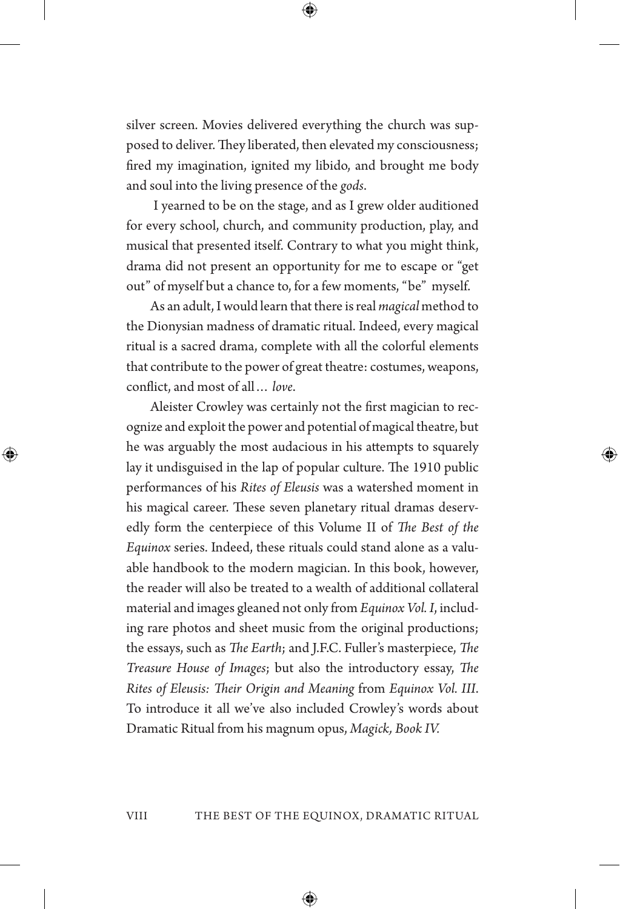silver screen. Movies delivered everything the church was supposed to deliver. They liberated, then elevated my consciousness; fired my imagination, ignited my libido, and brought me body and soul into the living presence of the *gods*.

I yearned to be on the stage, and as I grew older auditioned for every school, church, and community production, play, and musical that presented itself. Contrary to what you might think, drama did not present an opportunity for me to escape or "get out" of myself but a chance to, for a few moments, "be" myself.

As an adult, I would learn that there is real *magical* method to the Dionysian madness of dramatic ritual. Indeed, every magical ritual is a sacred drama, complete with all the colorful elements that contribute to the power of great theatre: costumes, weapons, conflict, and most of all… *love*.

Aleister Crowley was certainly not the first magician to recognize and exploit the power and potential of magical theatre, but he was arguably the most audacious in his attempts to squarely lay it undisguised in the lap of popular culture. The 1910 public performances of his *Rites of Eleusis* was a watershed moment in his magical career. These seven planetary ritual dramas deservedly form the centerpiece of this Volume II of *The Best of the Equinox* series. Indeed, these rituals could stand alone as a valuable handbook to the modern magician. In this book, however, the reader will also be treated to a wealth of additional collateral material and images gleaned not only from *Equinox Vol. I*, including rare photos and sheet music from the original productions; the essays, such as *The Earth*; and J.F.C. Fuller's masterpiece, *The Treasure House of Images*; but also the introductory essay, *The Rites of Eleusis: Their Origin and Meaning* from *Equinox Vol. III*. To introduce it all we've also included Crowley's words about Dramatic Ritual from his magnum opus, *Magick, Book IV.*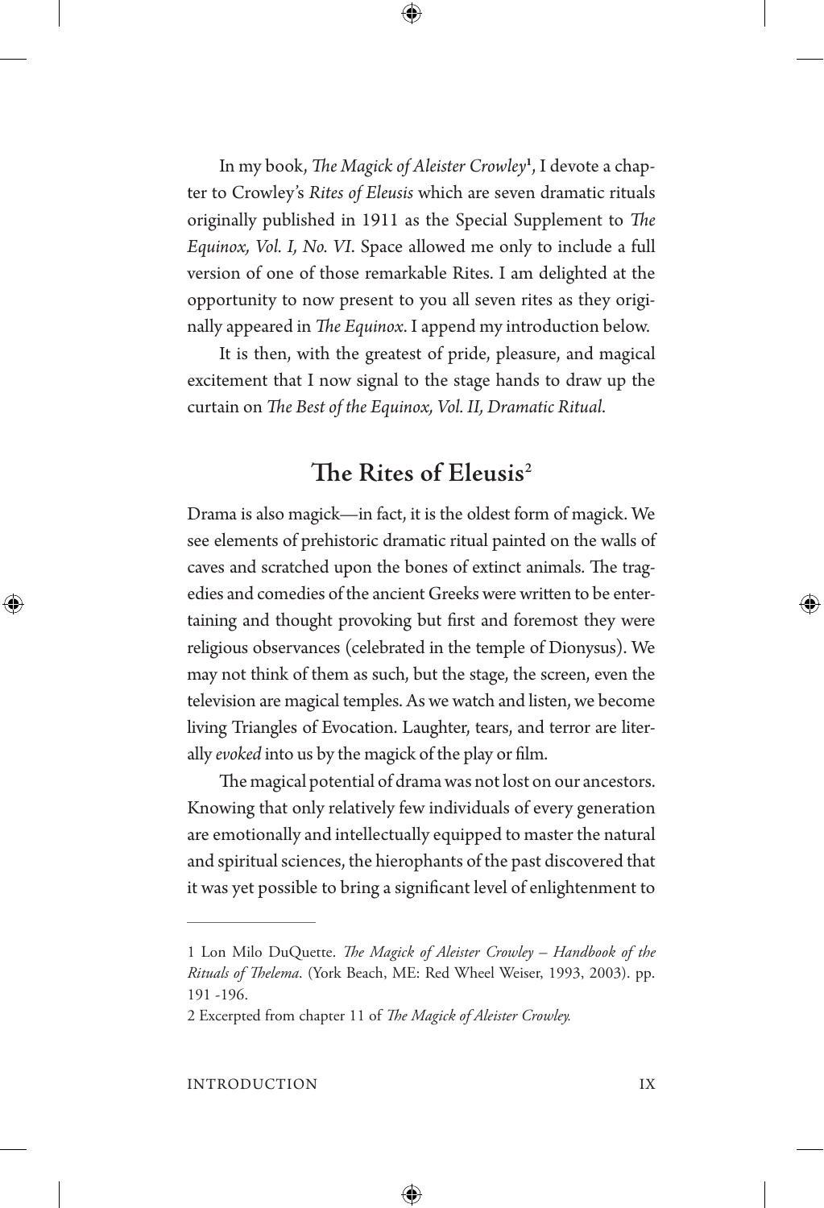In my book, *The Magick of Aleister Crowley*[1], I devote a chapter to Crowley's *Rites of Eleusis* which are seven dramatic rituals originally published in 1911 as the Special Supplement to *The Equinox, Vol. I, No. VI*. Space allowed me only to include a full version of one of those remarkable Rites. I am delighted at the opportunity to now present to you all seven rites as they originally appeared in *The Equinox*. I append my introduction below.

It is then, with the greatest of pride, pleasure, and magical excitement that I now signal to the stage hands to draw up the curtain on *The Best of the Equinox, Vol. II, Dramatic Ritual*.

## The Rites of Eleusis[2]

Drama is also magick—in fact, it is the oldest form of magick. We see elements of prehistoric dramatic ritual painted on the walls of caves and scratched upon the bones of extinct animals. The tragedies and comedies of the ancient Greeks were written to be entertaining and thought provoking but first and foremost they were religious observances (celebrated in the temple of Dionysus). We may not think of them as such, but the stage, the screen, even the television are magical temples. As we watch and listen, we become living Triangles of Evocation. Laughter, tears, and terror are literally *evoked* into us by the magick of the play or film.

The magical potential of drama was not lost on our ancestors. Knowing that only relatively few individuals of every generation are emotionally and intellectually equipped to master the natural and spiritual sciences, the hierophants of the past discovered that it was yet possible to bring a significant level of enlightenment to

---

1 Lon Milo DuQuette. *The Magick of Aleister Crowley – Handbook of the Rituals of Thelema*. (York Beach, ME: Red Wheel Weiser, 1993, 2003). pp. 191 -196.

2 Excerpted from chapter 11 of *The Magick of Aleister Crowley.*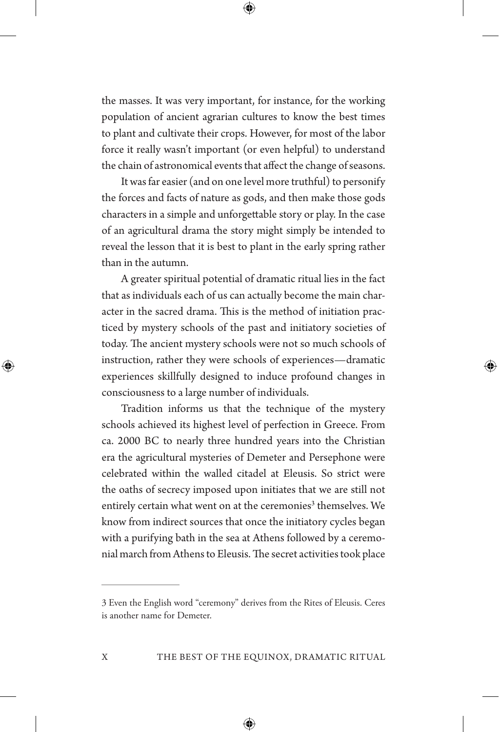the masses. It was very important, for instance, for the working population of ancient agrarian cultures to know the best times to plant and cultivate their crops. However, for most of the labor force it really wasn't important (or even helpful) to understand the chain of astronomical events that affect the change of seasons.

It was far easier (and on one level more truthful) to personify the forces and facts of nature as gods, and then make those gods characters in a simple and unforgettable story or play. In the case of an agricultural drama the story might simply be intended to reveal the lesson that it is best to plant in the early spring rather than in the autumn.

A greater spiritual potential of dramatic ritual lies in the fact that as individuals each of us can actually become the main character in the sacred drama. This is the method of initiation practiced by mystery schools of the past and initiatory societies of today. The ancient mystery schools were not so much schools of instruction, rather they were schools of experiences—dramatic experiences skillfully designed to induce profound changes in consciousness to a large number of individuals.

Tradition informs us that the technique of the mystery schools achieved its highest level of perfection in Greece. From ca. 2000 BC to nearly three hundred years into the Christian era the agricultural mysteries of Demeter and Persephone were celebrated within the walled citadel at Eleusis. So strict were the oaths of secrecy imposed upon initiates that we are still not entirely certain what went on at the ceremonies[3] themselves. We know from indirect sources that once the initiatory cycles began with a purifying bath in the sea at Athens followed by a ceremonial march from Athens to Eleusis. The secret activities took place

---

3 Even the English word "ceremony" derives from the Rites of Eleusis. Ceres is another name for Demeter.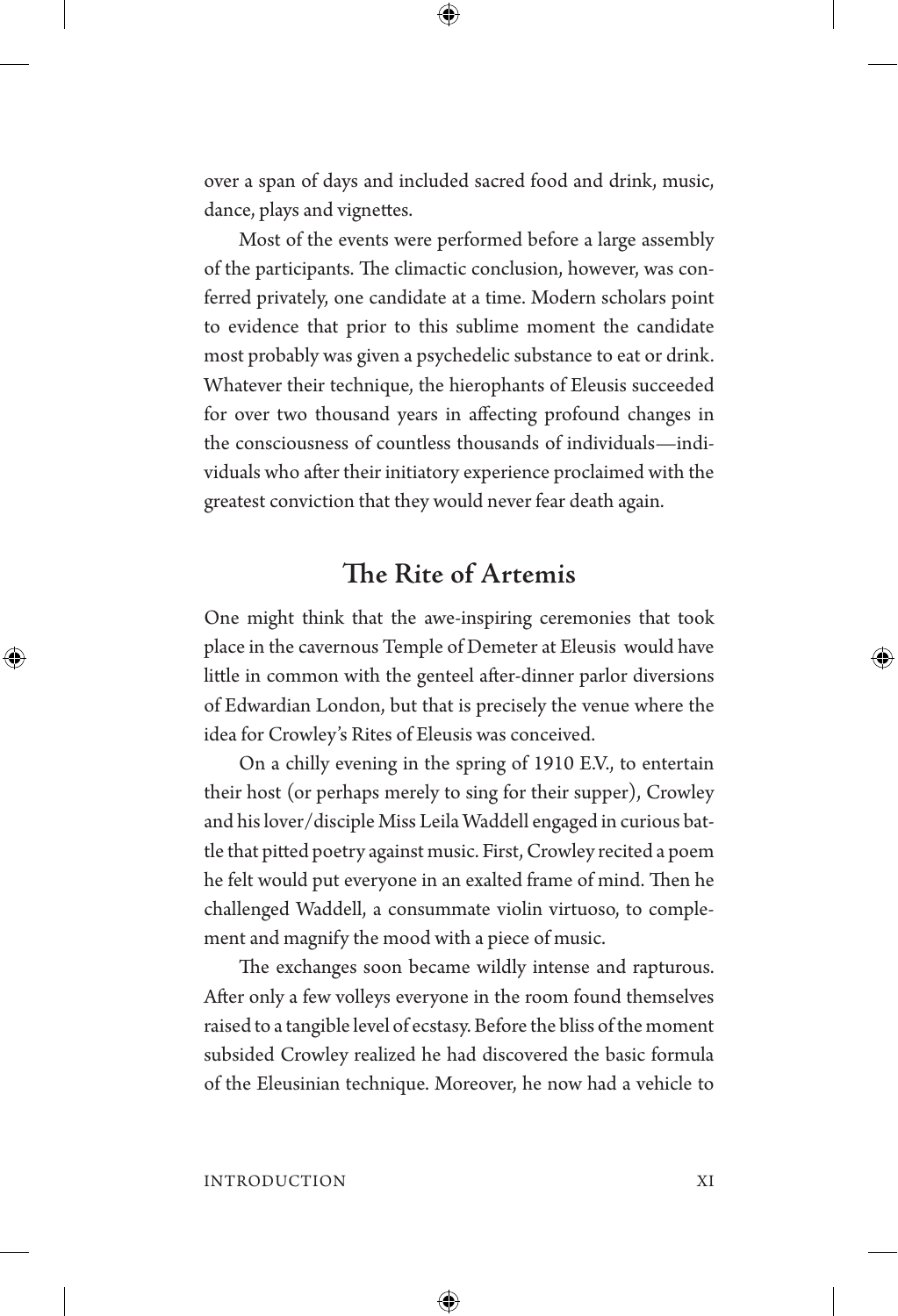over a span of days and included sacred food and drink, music, dance, plays and vignettes.

Most of the events were performed before a large assembly of the participants. The climactic conclusion, however, was conferred privately, one candidate at a time. Modern scholars point to evidence that prior to this sublime moment the candidate most probably was given a psychedelic substance to eat or drink. Whatever their technique, the hierophants of Eleusis succeeded for over two thousand years in affecting profound changes in the consciousness of countless thousands of individuals—individuals who after their initiatory experience proclaimed with the greatest conviction that they would never fear death again.

## The Rite of Artemis

One might think that the awe-inspiring ceremonies that took place in the cavernous Temple of Demeter at Eleusis would have little in common with the genteel after-dinner parlor diversions of Edwardian London, but that is precisely the venue where the idea for Crowley's Rites of Eleusis was conceived.

On a chilly evening in the spring of 1910 E.V., to entertain their host (or perhaps merely to sing for their supper), Crowley and his lover/disciple Miss Leila Waddell engaged in curious battle that pitted poetry against music. First, Crowley recited a poem he felt would put everyone in an exalted frame of mind. Then he challenged Waddell, a consummate violin virtuoso, to complement and magnify the mood with a piece of music.

The exchanges soon became wildly intense and rapturous. After only a few volleys everyone in the room found themselves raised to a tangible level of ecstasy. Before the bliss of the moment subsided Crowley realized he had discovered the basic formula of the Eleusinian technique. Moreover, he now had a vehicle to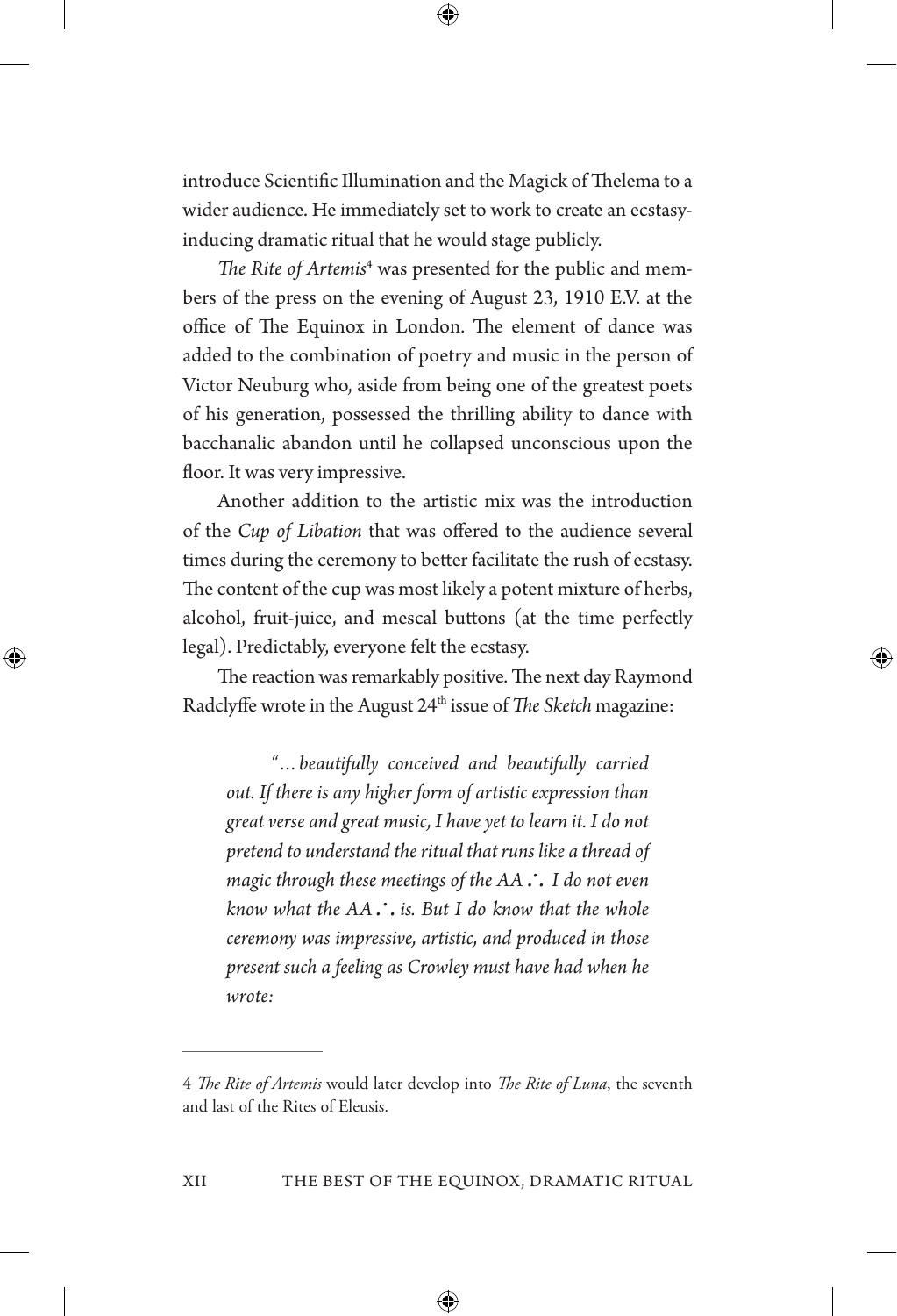introduce Scientific Illumination and the Magick of Thelema to a wider audience. He immediately set to work to create an ecstasy-inducing dramatic ritual that he would stage publicly.

*The Rite of Artemis*[4] was presented for the public and members of the press on the evening of August 23, 1910 E.V. at the office of The Equinox in London. The element of dance was added to the combination of poetry and music in the person of Victor Neuburg who, aside from being one of the greatest poets of his generation, possessed the thrilling ability to dance with bacchanalic abandon until he collapsed unconscious upon the floor. It was very impressive.

Another addition to the artistic mix was the introduction of the *Cup of Libation* that was offered to the audience several times during the ceremony to better facilitate the rush of ecstasy. The content of the cup was most likely a potent mixture of herbs, alcohol, fruit-juice, and mescal buttons (at the time perfectly legal). Predictably, everyone felt the ecstasy.

The reaction was remarkably positive. The next day Raymond Radclyffe wrote in the August 24th issue of *The Sketch* magazine:

> *"…beautifully conceived and beautifully carried out. If there is any higher form of artistic expression than great verse and great music, I have yet to learn it. I do not pretend to understand the ritual that runs like a thread of magic through these meetings of the AA∴ I do not even know what the AA∴ is. But I do know that the whole ceremony was impressive, artistic, and produced in those present such a feeling as Crowley must have had when he wrote:*

---

4 *The Rite of Artemis* would later develop into *The Rite of Luna*, the seventh and last of the Rites of Eleusis.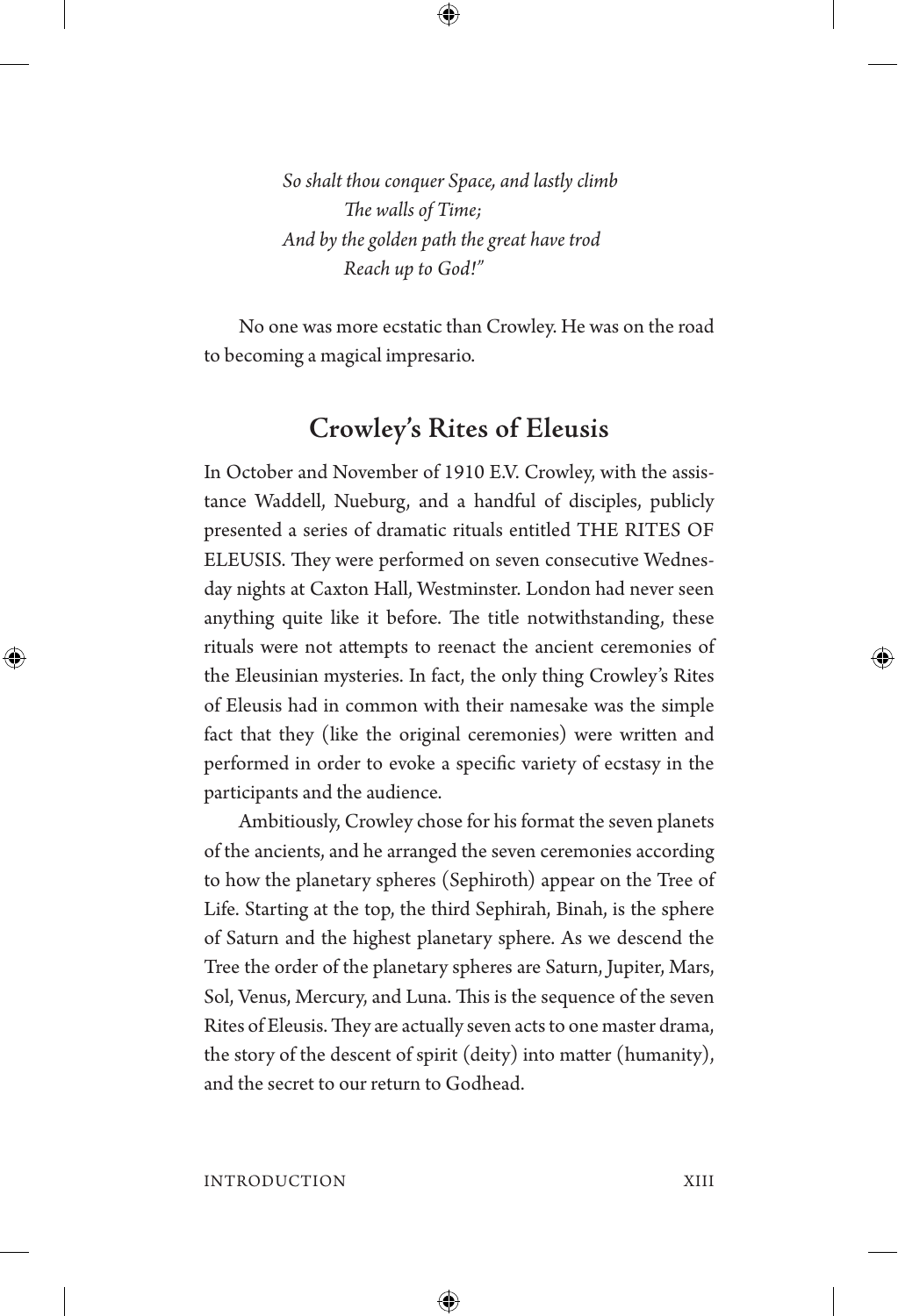*So shalt thou conquer Space, and lastly climb*
*The walls of Time;*
*And by the golden path the great have trod*
*Reach up to God!"*

No one was more ecstatic than Crowley. He was on the road to becoming a magical impresario.

## Crowley's Rites of Eleusis

In October and November of 1910 E.V. Crowley, with the assistance Waddell, Nueburg, and a handful of disciples, publicly presented a series of dramatic rituals entitled THE RITES OF ELEUSIS. They were performed on seven consecutive Wednesday nights at Caxton Hall, Westminster. London had never seen anything quite like it before. The title notwithstanding, these rituals were not attempts to reenact the ancient ceremonies of the Eleusinian mysteries. In fact, the only thing Crowley's Rites of Eleusis had in common with their namesake was the simple fact that they (like the original ceremonies) were written and performed in order to evoke a specific variety of ecstasy in the participants and the audience.

Ambitiously, Crowley chose for his format the seven planets of the ancients, and he arranged the seven ceremonies according to how the planetary spheres (Sephiroth) appear on the Tree of Life. Starting at the top, the third Sephirah, Binah, is the sphere of Saturn and the highest planetary sphere. As we descend the Tree the order of the planetary spheres are Saturn, Jupiter, Mars, Sol, Venus, Mercury, and Luna. This is the sequence of the seven Rites of Eleusis. They are actually seven acts to one master drama, the story of the descent of spirit (deity) into matter (humanity), and the secret to our return to Godhead.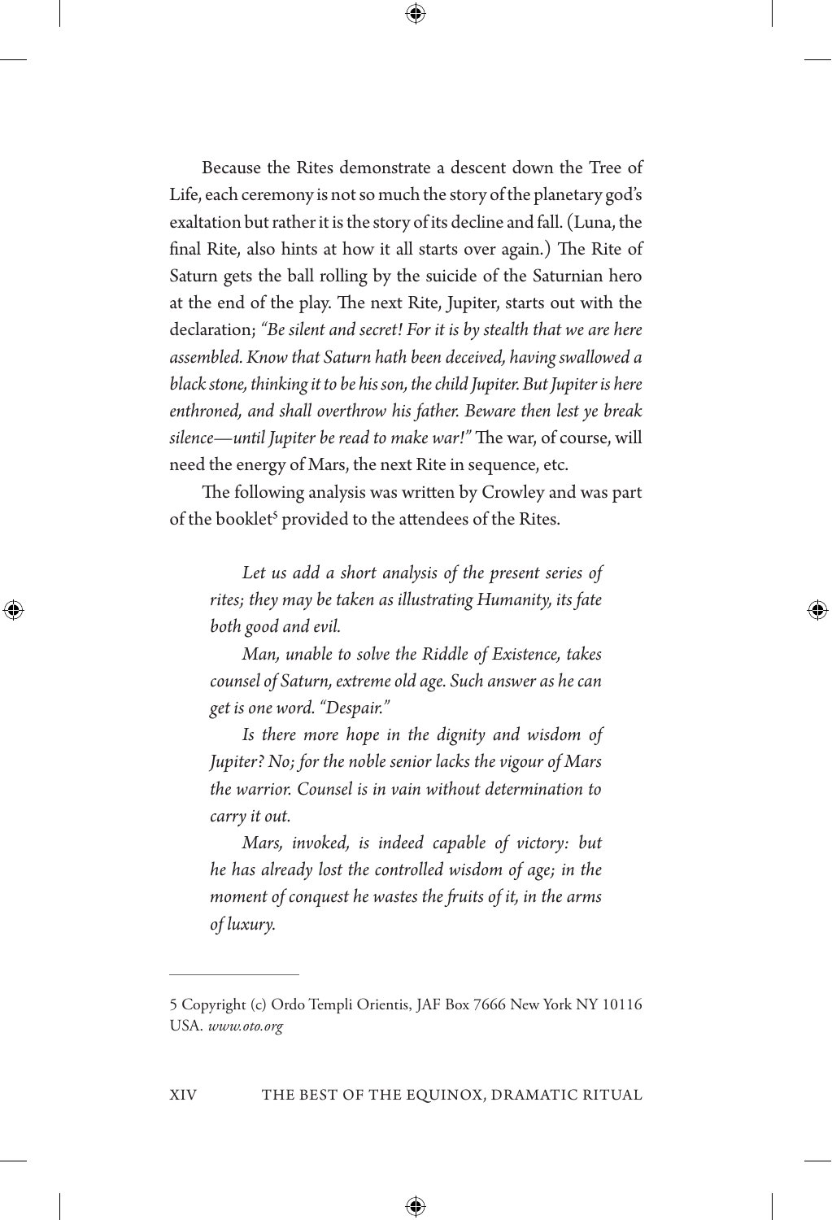Because the Rites demonstrate a descent down the Tree of Life, each ceremony is not so much the story of the planetary god's exaltation but rather it is the story of its decline and fall. (Luna, the final Rite, also hints at how it all starts over again.) The Rite of Saturn gets the ball rolling by the suicide of the Saturnian hero at the end of the play. The next Rite, Jupiter, starts out with the declaration; *"Be silent and secret! For it is by stealth that we are here assembled. Know that Saturn hath been deceived, having swallowed a black stone, thinking it to be his son, the child Jupiter. But Jupiter is here enthroned, and shall overthrow his father. Beware then lest ye break silence—until Jupiter be read to make war!"* The war, of course, will need the energy of Mars, the next Rite in sequence, etc.

The following analysis was written by Crowley and was part of the booklet[5] provided to the attendees of the Rites.

> *Let us add a short analysis of the present series of rites; they may be taken as illustrating Humanity, its fate both good and evil.*
>
> *Man, unable to solve the Riddle of Existence, takes counsel of Saturn, extreme old age. Such answer as he can get is one word. "Despair."*
>
> *Is there more hope in the dignity and wisdom of Jupiter? No; for the noble senior lacks the vigour of Mars the warrior. Counsel is in vain without determination to carry it out.*
>
> *Mars, invoked, is indeed capable of victory: but he has already lost the controlled wisdom of age; in the moment of conquest he wastes the fruits of it, in the arms of luxury.*

---

5 Copyright (c) Ordo Templi Orientis, JAF Box 7666 New York NY 10116 USA. *www.oto.org*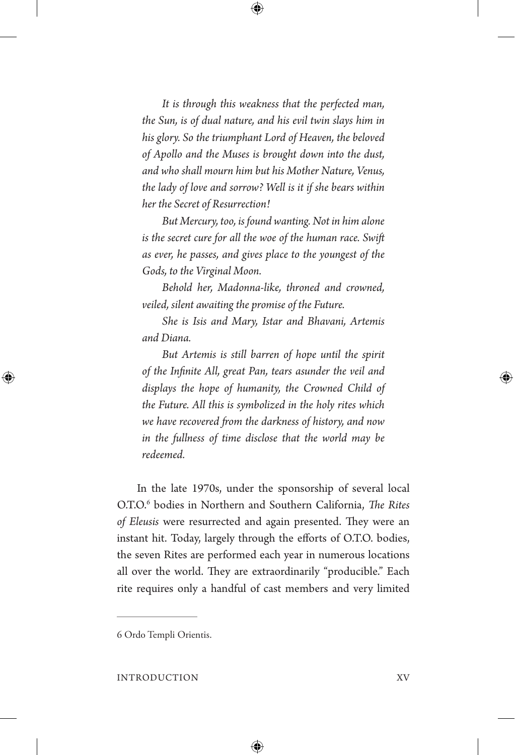*It is through this weakness that the perfected man, the Sun, is of dual nature, and his evil twin slays him in his glory. So the triumphant Lord of Heaven, the beloved of Apollo and the Muses is brought down into the dust, and who shall mourn him but his Mother Nature, Venus, the lady of love and sorrow? Well is it if she bears within her the Secret of Resurrection!*

*But Mercury, too, is found wanting. Not in him alone is the secret cure for all the woe of the human race. Swift as ever, he passes, and gives place to the youngest of the Gods, to the Virginal Moon.*

*Behold her, Madonna-like, throned and crowned, veiled, silent awaiting the promise of the Future.*

*She is Isis and Mary, Istar and Bhavani, Artemis and Diana.*

*But Artemis is still barren of hope until the spirit of the Infinite All, great Pan, tears asunder the veil and displays the hope of humanity, the Crowned Child of the Future. All this is symbolized in the holy rites which we have recovered from the darkness of history, and now in the fullness of time disclose that the world may be redeemed.*

In the late 1970s, under the sponsorship of several local O.T.O.[6] bodies in Northern and Southern California, *The Rites of Eleusis* were resurrected and again presented. They were an instant hit. Today, largely through the efforts of O.T.O. bodies, the seven Rites are performed each year in numerous locations all over the world. They are extraordinarily "producible." Each rite requires only a handful of cast members and very limited

---

6 Ordo Templi Orientis.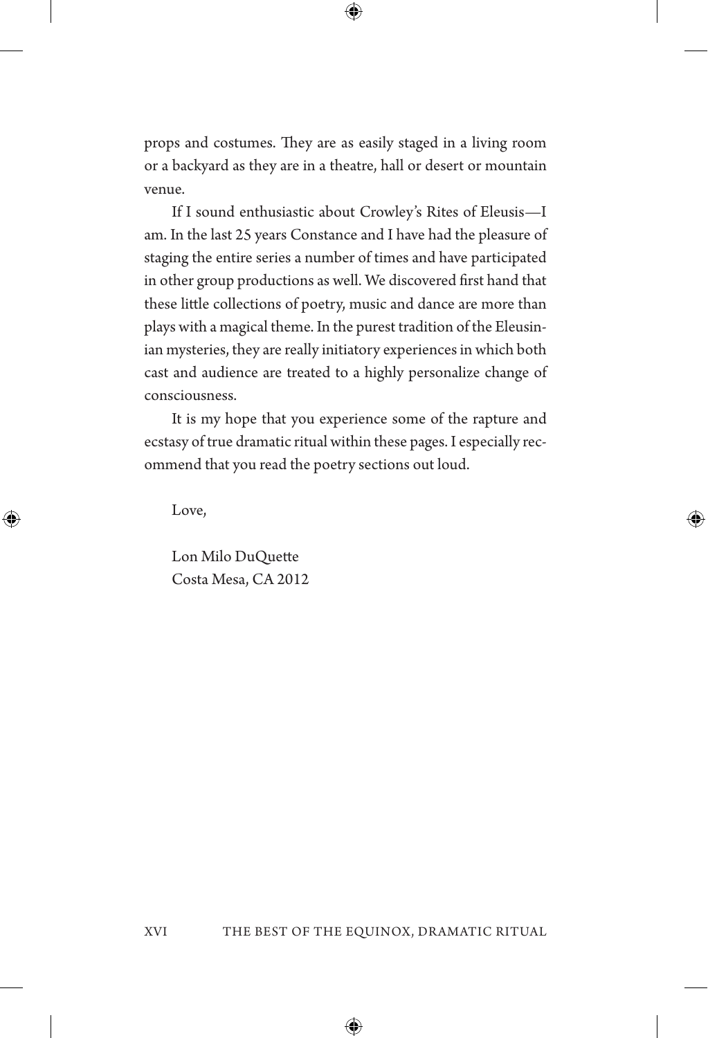props and costumes. They are as easily staged in a living room or a backyard as they are in a theatre, hall or desert or mountain venue.

If I sound enthusiastic about Crowley's Rites of Eleusis—I am. In the last 25 years Constance and I have had the pleasure of staging the entire series a number of times and have participated in other group productions as well. We discovered first hand that these little collections of poetry, music and dance are more than plays with a magical theme. In the purest tradition of the Eleusinian mysteries, they are really initiatory experiences in which both cast and audience are treated to a highly personalize change of consciousness.

It is my hope that you experience some of the rapture and ecstasy of true dramatic ritual within these pages. I especially recommend that you read the poetry sections out loud.

Love,

Lon Milo DuQuette
Costa Mesa, CA 2012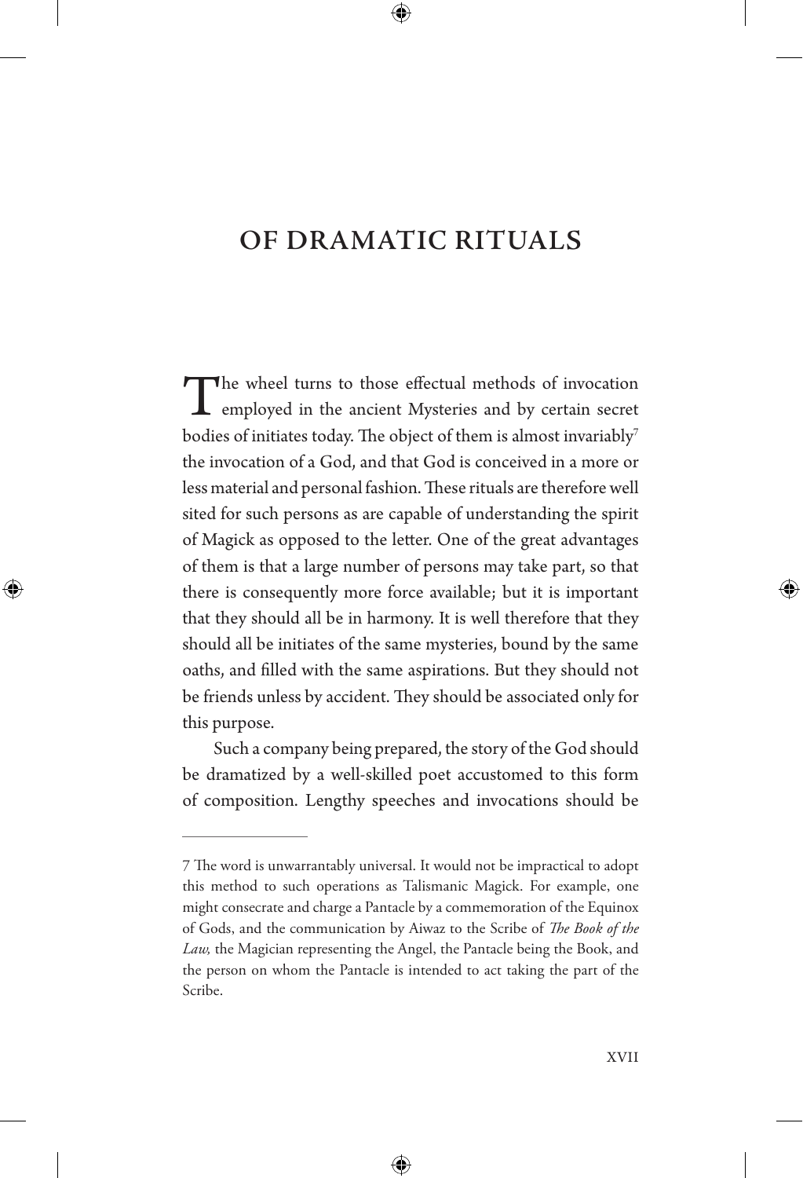# OF DRAMATIC RITUALS

The wheel turns to those effectual methods of invocation employed in the ancient Mysteries and by certain secret bodies of initiates today. The object of them is almost invariably[7] the invocation of a God, and that God is conceived in a more or less material and personal fashion. These rituals are therefore well sited for such persons as are capable of understanding the spirit of Magick as opposed to the letter. One of the great advantages of them is that a large number of persons may take part, so that there is consequently more force available; but it is important that they should all be in harmony. It is well therefore that they should all be initiates of the same mysteries, bound by the same oaths, and filled with the same aspirations. But they should not be friends unless by accident. They should be associated only for this purpose.

Such a company being prepared, the story of the God should be dramatized by a well-skilled poet accustomed to this form of composition. Lengthy speeches and invocations should be

---

7 The word is unwarrantably universal. It would not be impractical to adopt this method to such operations as Talismanic Magick. For example, one might consecrate and charge a Pantacle by a commemoration of the Equinox of Gods, and the communication by Aiwaz to the Scribe of *The Book of the Law,* the Magician representing the Angel, the Pantacle being the Book, and the person on whom the Pantacle is intended to act taking the part of the Scribe.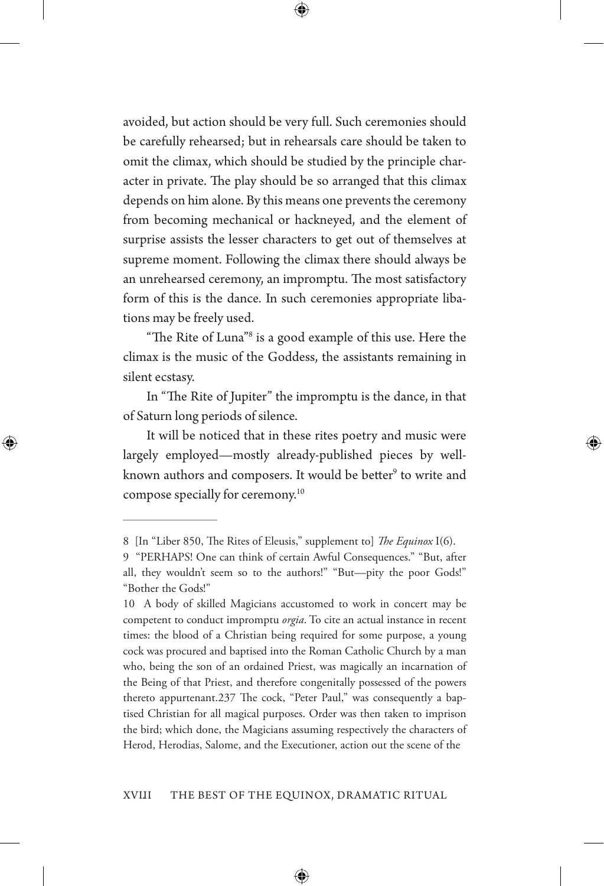avoided, but action should be very full. Such ceremonies should be carefully rehearsed; but in rehearsals care should be taken to omit the climax, which should be studied by the principle character in private. The play should be so arranged that this climax depends on him alone. By this means one prevents the ceremony from becoming mechanical or hackneyed, and the element of surprise assists the lesser characters to get out of themselves at supreme moment. Following the climax there should always be an unrehearsed ceremony, an impromptu. The most satisfactory form of this is the dance. In such ceremonies appropriate libations may be freely used.

"The Rite of Luna"[8] is a good example of this use. Here the climax is the music of the Goddess, the assistants remaining in silent ecstasy.

In "The Rite of Jupiter" the impromptu is the dance, in that of Saturn long periods of silence.

It will be noticed that in these rites poetry and music were largely employed—mostly already-published pieces by well-known authors and composers. It would be better[9] to write and compose specially for ceremony.[10]

---

8 [In "Liber 850, The Rites of Eleusis," supplement to] *The Equinox* I(6).

9 "PERHAPS! One can think of certain Awful Consequences." "But, after all, they wouldn't seem so to the authors!" "But—pity the poor Gods!" "Bother the Gods!"

10 A body of skilled Magicians accustomed to work in concert may be competent to conduct impromptu *orgia*. To cite an actual instance in recent times: the blood of a Christian being required for some purpose, a young cock was procured and baptised into the Roman Catholic Church by a man who, being the son of an ordained Priest, was magically an incarnation of the Being of that Priest, and therefore congenitally possessed of the powers thereto appurtenant.237 The cock, "Peter Paul," was consequently a baptised Christian for all magical purposes. Order was then taken to imprison the bird; which done, the Magicians assuming respectively the characters of Herod, Herodias, Salome, and the Executioner, action out the scene of the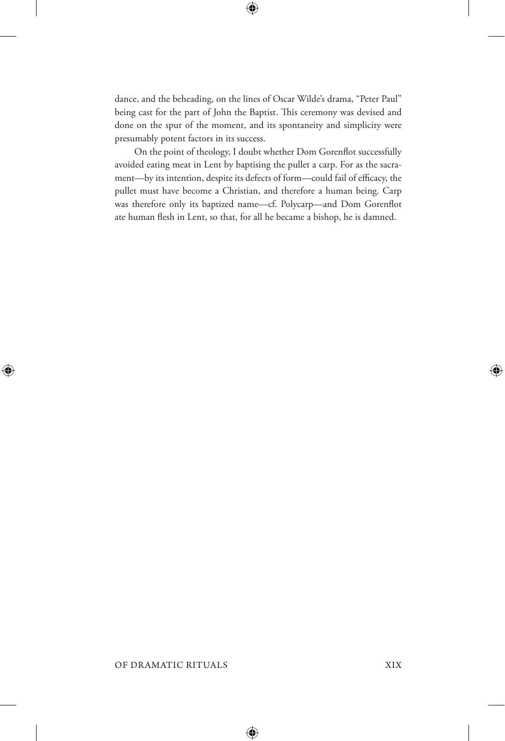dance, and the beheading, on the lines of Oscar Wilde's drama, "Peter Paul" being cast for the part of John the Baptist. This ceremony was devised and done on the spur of the moment, and its spontaneity and simplicity were presumably potent factors in its success.

On the point of theology, I doubt whether Dom Gorenflot successfully avoided eating meat in Lent by baptising the pullet a carp. For as the sacrament—by its intention, despite its defects of form—could fail of efficacy, the pullet must have become a Christian, and therefore a human being. Carp was therefore only its baptized name—cf. Polycarp—and Dom Gorenflot ate human flesh in Lent, so that, for all he became a bishop, he is damned.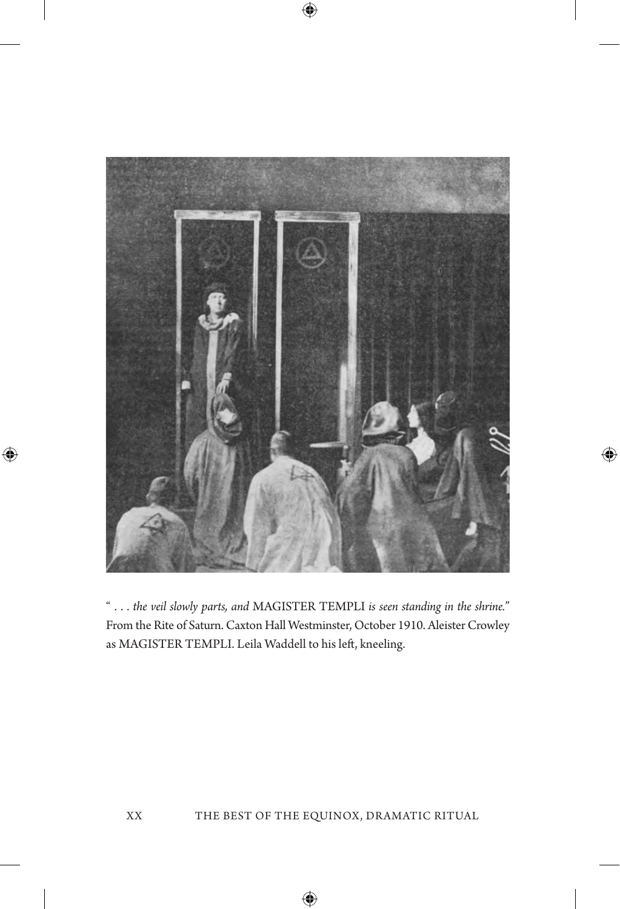"*. . . the veil slowly parts, and* MAGISTER TEMPLI *is seen standing in the shrine.*" From the Rite of Saturn. Caxton Hall Westminster, October 1910. Aleister Crowley as MAGISTER TEMPLI. Leila Waddell to his left, kneeling.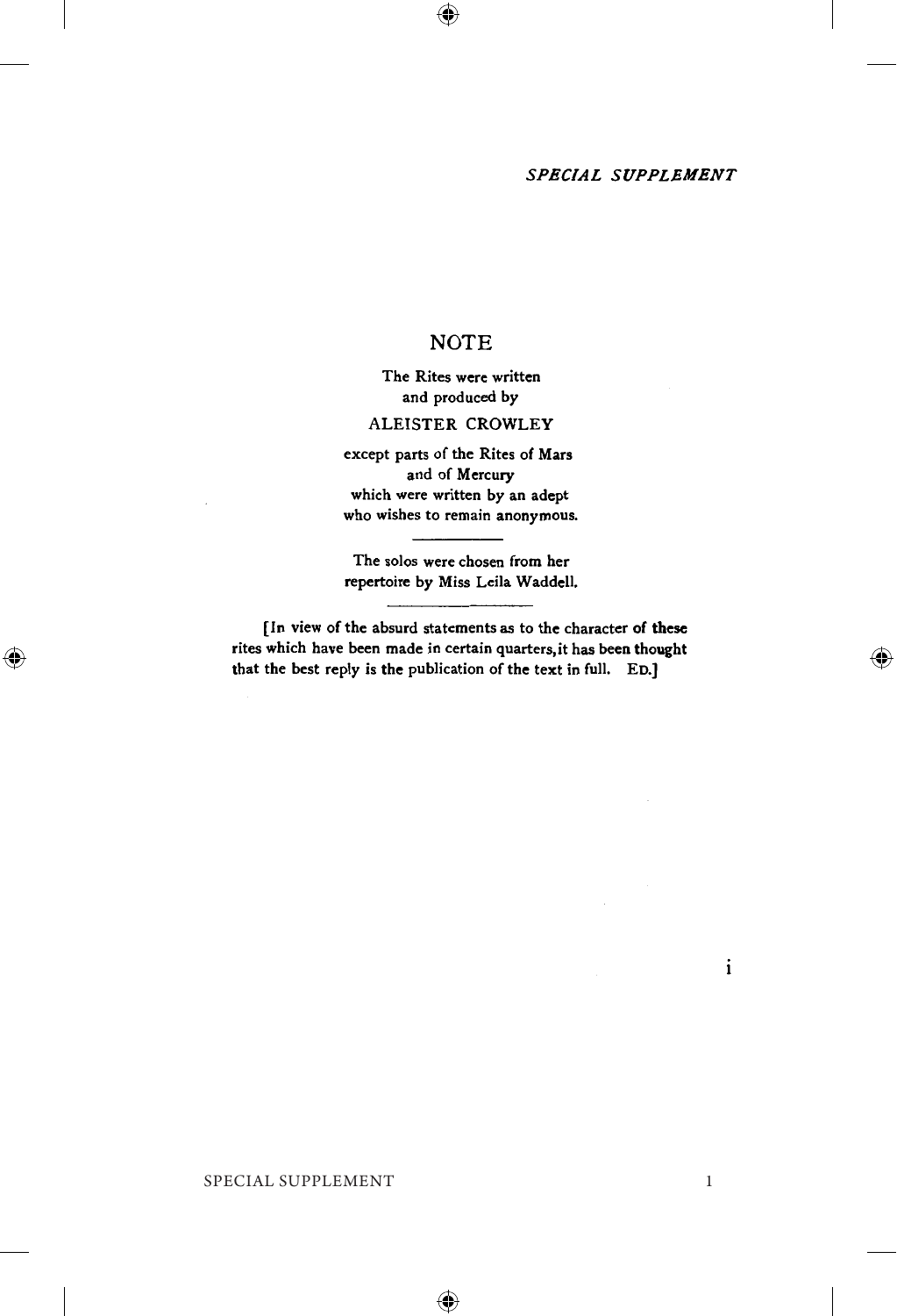# NOTE

The Rites were written
and produced by

ALEISTER CROWLEY

except parts of the Rites of Mars
and of Mercury
which were written by an adept
who wishes to remain anonymous.

---

The solos were chosen from her
repertoire by Miss Leila Waddell.

---

[In view of the absurd statements as to the character of these rites which have been made in certain quarters, it has been thought that the best reply is the publication of the text in full. ED.]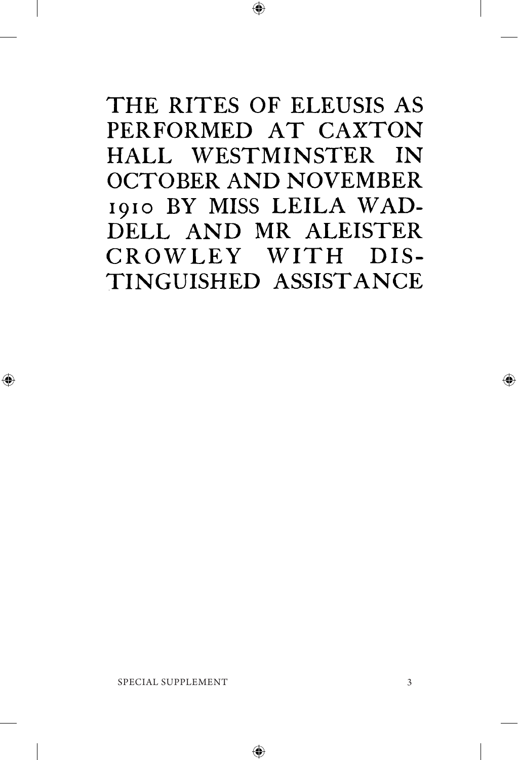# THE RITES OF ELEUSIS AS PERFORMED AT CAXTON HALL WESTMINSTER IN OCTOBER AND NOVEMBER 1910 BY MISS LEILA WADDELL AND MR ALEISTER CROWLEY WITH DISTINGUISHED ASSISTANCE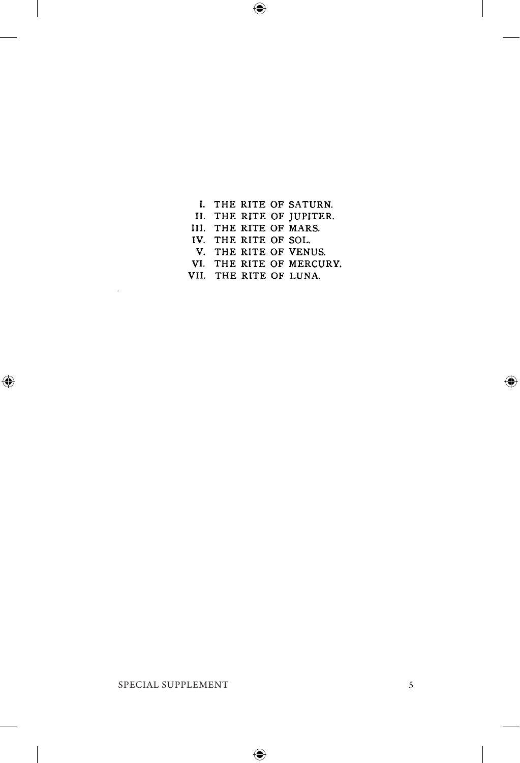I. THE RITE OF SATURN.
II. THE RITE OF JUPITER.
III. THE RITE OF MARS.
IV. THE RITE OF SOL.
V. THE RITE OF VENUS.
VI. THE RITE OF MERCURY.
VII. THE RITE OF LUNA.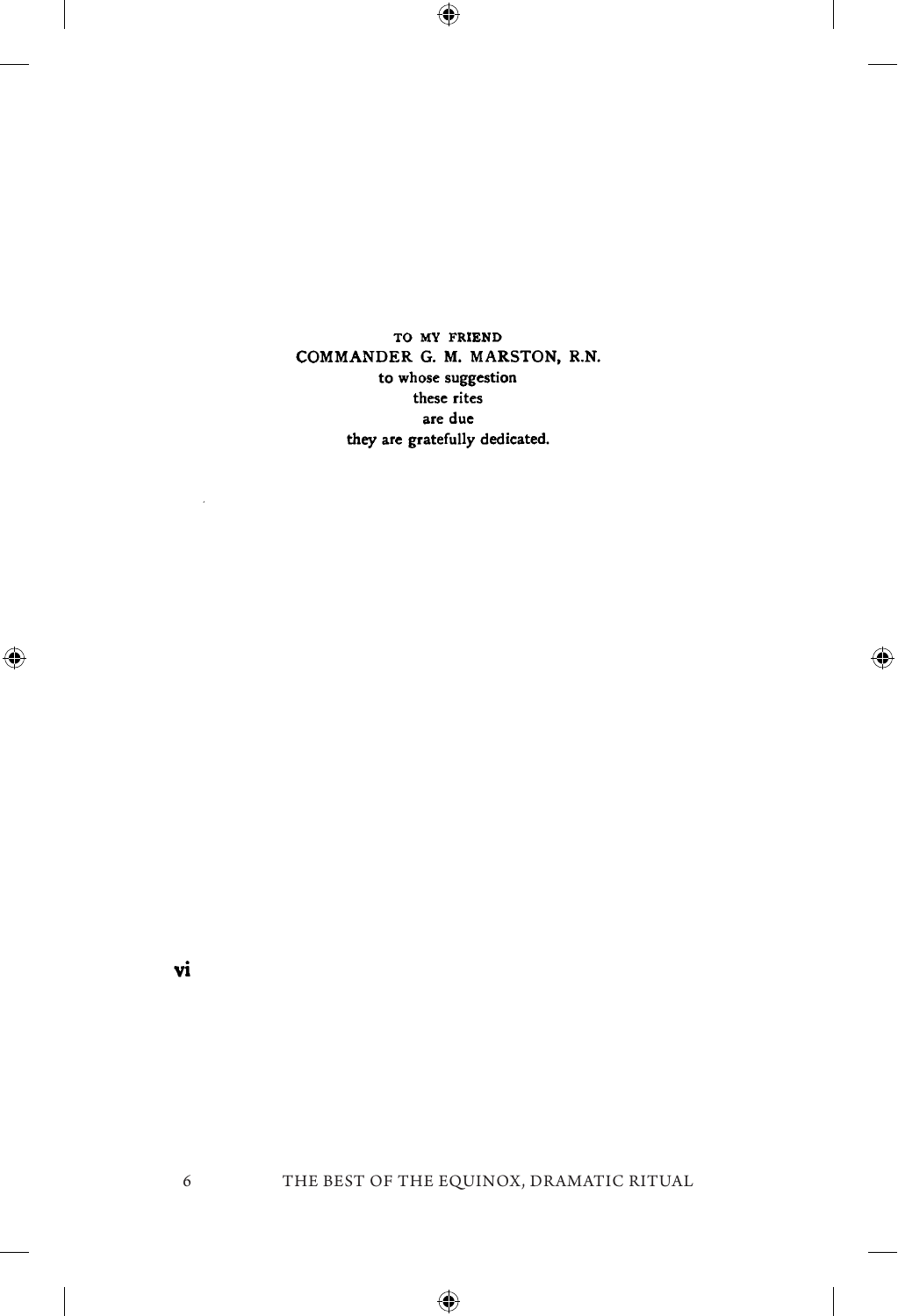TO MY FRIEND
COMMANDER G. M. MARSTON, R.N.
to whose suggestion
these rites
are due
they are gratefully dedicated.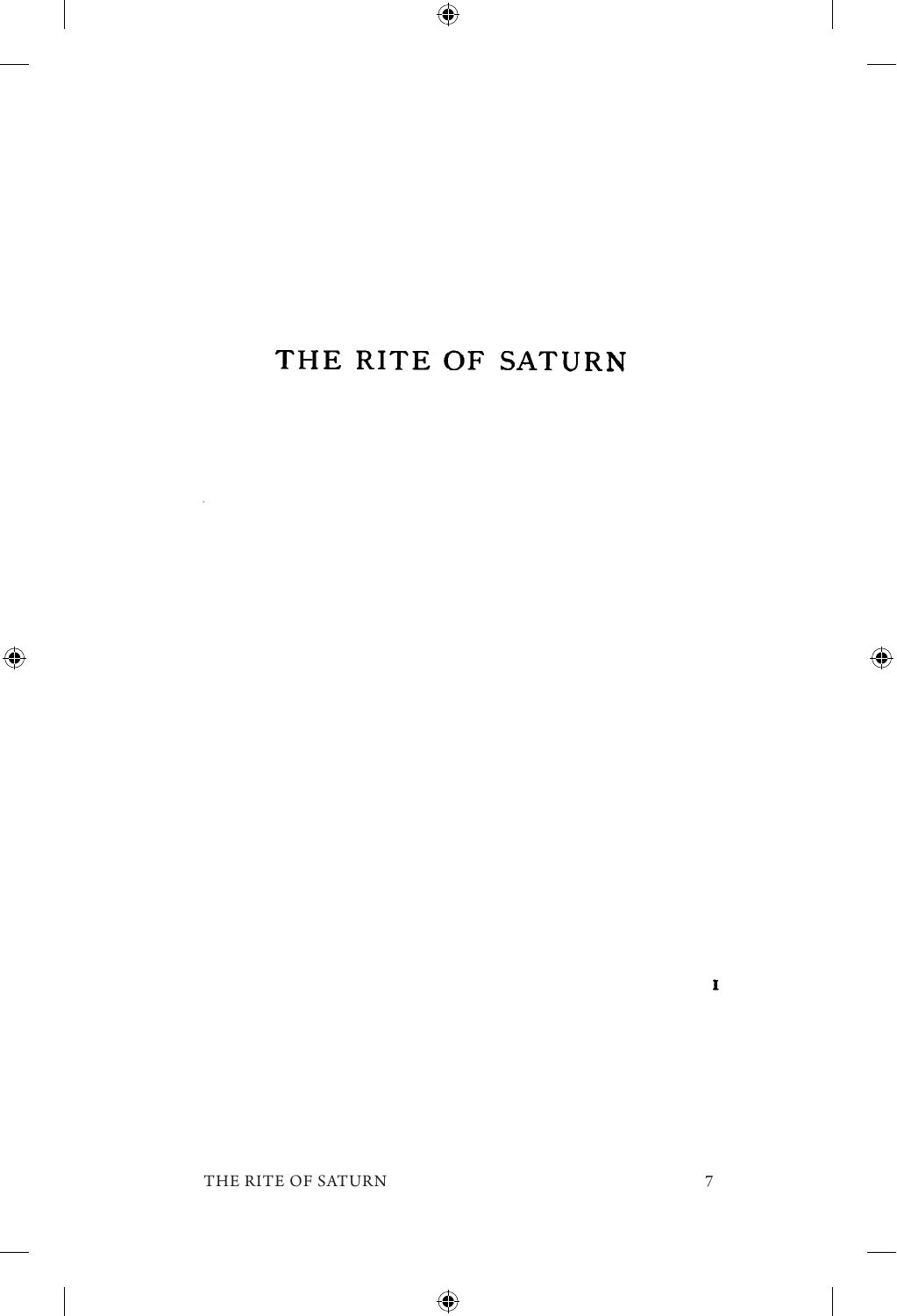# THE RITE OF SATURN

I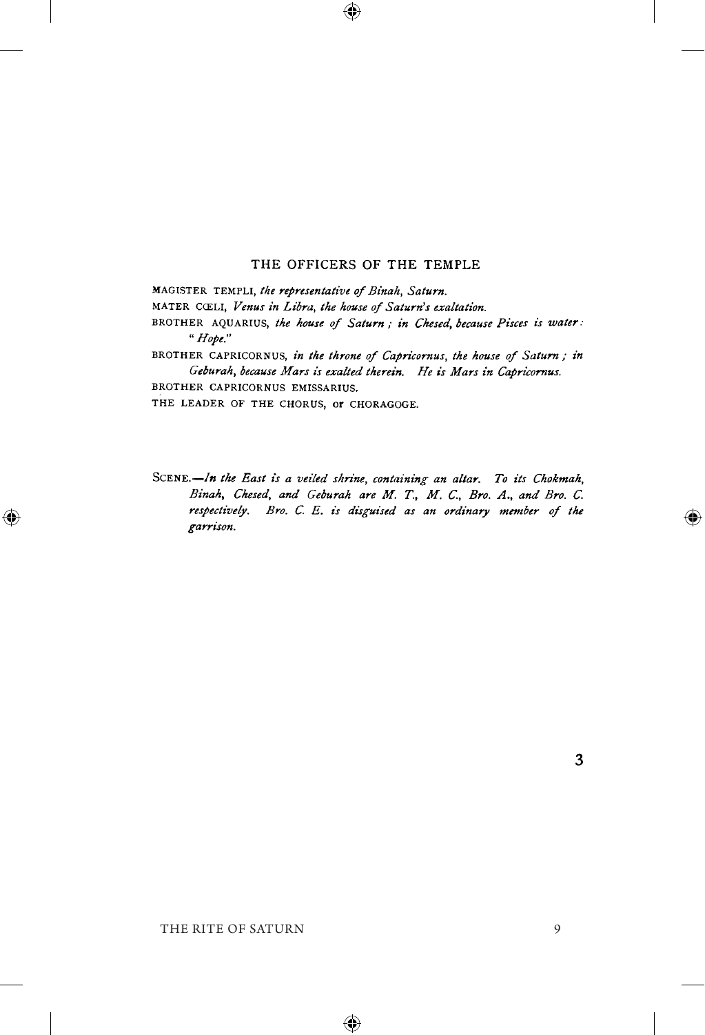## THE OFFICERS OF THE TEMPLE

MAGISTER TEMPLI, *the representative of Binah, Saturn.*

MATER CŒLI, *Venus in Libra, the house of Saturn's exaltation.*

BROTHER AQUARIUS, *the house of Saturn ; in Chesed, because Pisces is water : "Hope."*

BROTHER CAPRICORNUS, *in the throne of Capricornus, the house of Saturn ; in Geburah, because Mars is exalted therein. He is Mars in Capricornus.*

BROTHER CAPRICORNUS EMISSARIUS.

THE LEADER OF THE CHORUS, or CHORAGOGE.

SCENE.—*In the East is a veiled shrine, containing an altar. To its Chokmah, Binah, Chesed, and Geburah are M. T., M. C., Bro. A., and Bro. C. respectively. Bro. C. E. is disguised as an ordinary member of the garrison.*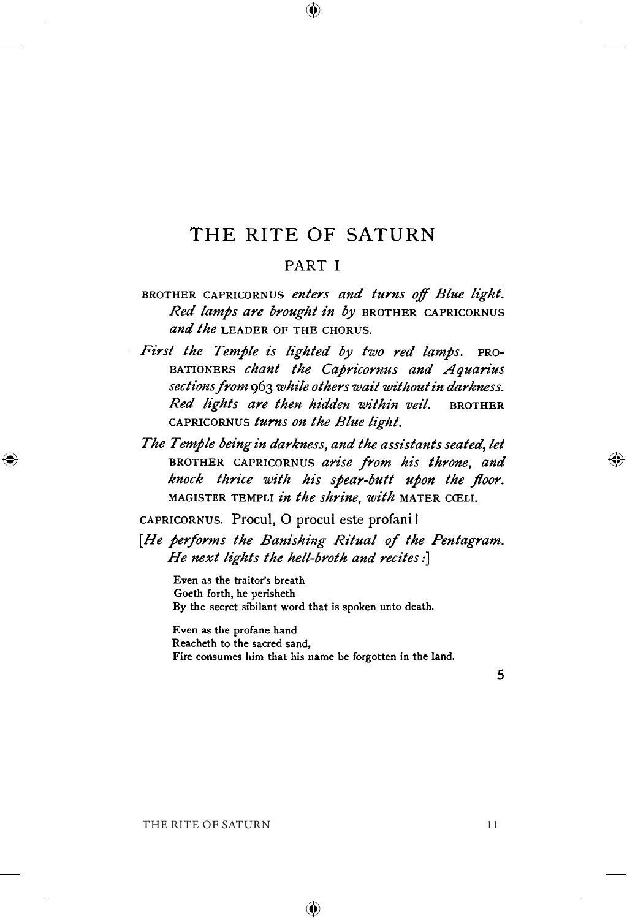# THE RITE OF SATURN

## PART I

BROTHER CAPRICORNUS *enters and turns off Blue light. Red lamps are brought in by* BROTHER CAPRICORNUS *and the* LEADER OF THE CHORUS.

*First the Temple is lighted by two red lamps.* PROBATIONERS *chant the Capricornus and Aquarius sections from* 963 *while others wait without in darkness. Red lights are then hidden within veil.* BROTHER CAPRICORNUS *turns on the Blue light.*

*The Temple being in darkness, and the assistants seated, let* BROTHER CAPRICORNUS *arise from his throne, and knock thrice with his spear-butt upon the floor.* MAGISTER TEMPLI *in the shrine, with* MATER CŒLI.

CAPRICORNUS. Procul, O procul este profani!

[*He performs the Banishing Ritual of the Pentagram. He next lights the hell-broth and recites:*]

> Even as the traitor's breath
> Goeth forth, he perisheth
> By the secret sibilant word that is spoken unto death.
>
> Even as the profane hand
> Reacheth to the sacred sand,
> Fire consumes him that his name be forgotten in the land.
>
> 5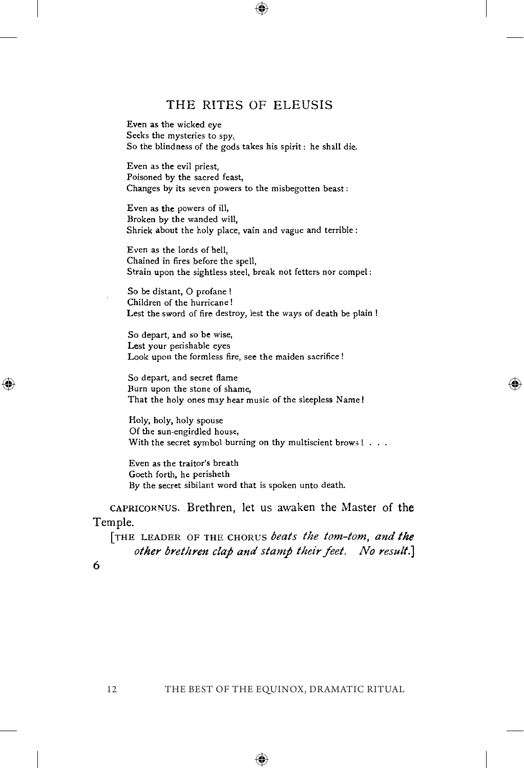# THE RITES OF ELEUSIS

Even as the wicked eye
Seeks the mysteries to spy,
So the blindness of the gods takes his spirit: he shall die.

Even as the evil priest,
Poisoned by the sacred feast,
Changes by its seven powers to the misbegotten beast:

Even as the powers of ill,
Broken by the wanded will,
Shriek about the holy place, vain and vague and terrible:

Even as the lords of hell,
Chained in fires before the spell,
Strain upon the sightless steel, break not fetters nor compel:

So be distant, O profane!
Children of the hurricane!
Lest the sword of fire destroy, lest the ways of death be plain!

So depart, and so be wise,
Lest your perishable eyes
Look upon the formless fire, see the maiden sacrifice!

So depart, and secret flame
Burn upon the stone of shame,
That the holy ones may hear music of the sleepless Name!

Holy, holy, holy spouse
Of the sun-engirdled house,
With the secret symbol burning on thy multiscient brows! . . .

Even as the traitor's breath
Goeth forth, he perisheth
By the secret sibilant word that is spoken unto death.

CAPRICORNUS. Brethren, let us awaken the Master of the Temple.

[THE LEADER OF THE CHORUS *beats the tom-tom, and the other brethren clap and stamp their feet. No result.*]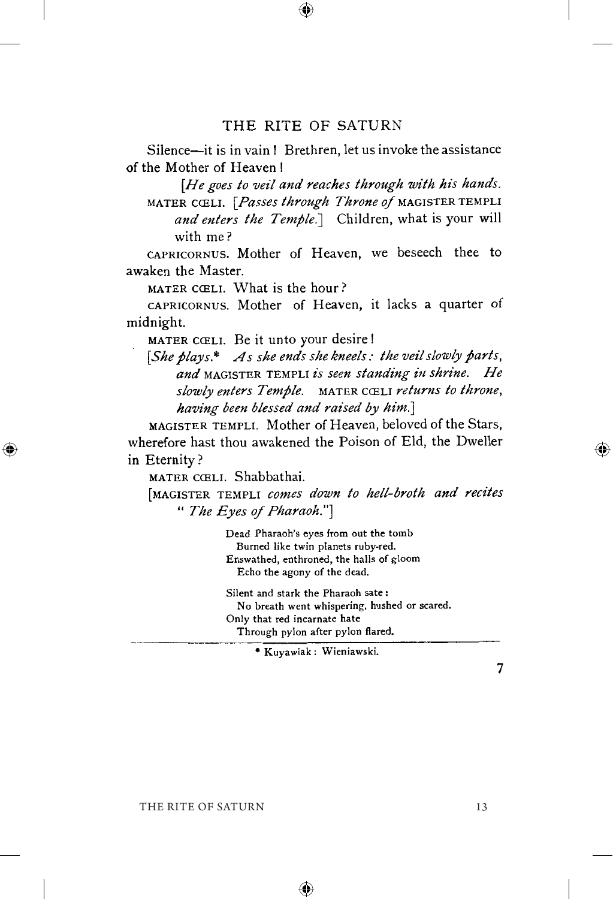Silence—it is in vain! Brethren, let us invoke the assistance of the Mother of Heaven!

*[He goes to veil and reaches through with his hands.*

MATER CŒLI. *[Passes through Throne of* MAGISTER TEMPLI *and enters the Temple.]* Children, what is your will with me?

CAPRICORNUS. Mother of Heaven, we beseech thee to awaken the Master.

MATER CŒLI. What is the hour?

CAPRICORNUS. Mother of Heaven, it lacks a quarter of midnight.

MATER CŒLI. Be it unto your desire!

*[She plays.\* As she ends she kneels: the veil slowly parts, and* MAGISTER TEMPLI *is seen standing in shrine. He slowly enters Temple.* MATER CŒLI *returns to throne, having been blessed and raised by him.]*

MAGISTER TEMPLI. Mother of Heaven, beloved of the Stars, wherefore hast thou awakened the Poison of Eld, the Dweller in Eternity?

MATER CŒLI. Shabbathai.

[MAGISTER TEMPLI *comes down to hell-broth and recites "The Eyes of Pharaoh."]*

> Dead Pharaoh's eyes from out the tomb
> Burned like twin planets ruby-red.
> Enswathed, enthroned, the halls of gloom
> Echo the agony of the dead.
>
> Silent and stark the Pharaoh sate:
> No breath went whispering, hushed or scared.
> Only that red incarnate hate
> Through pylon after pylon flared.

\* Kuyawiak: Wieniawski.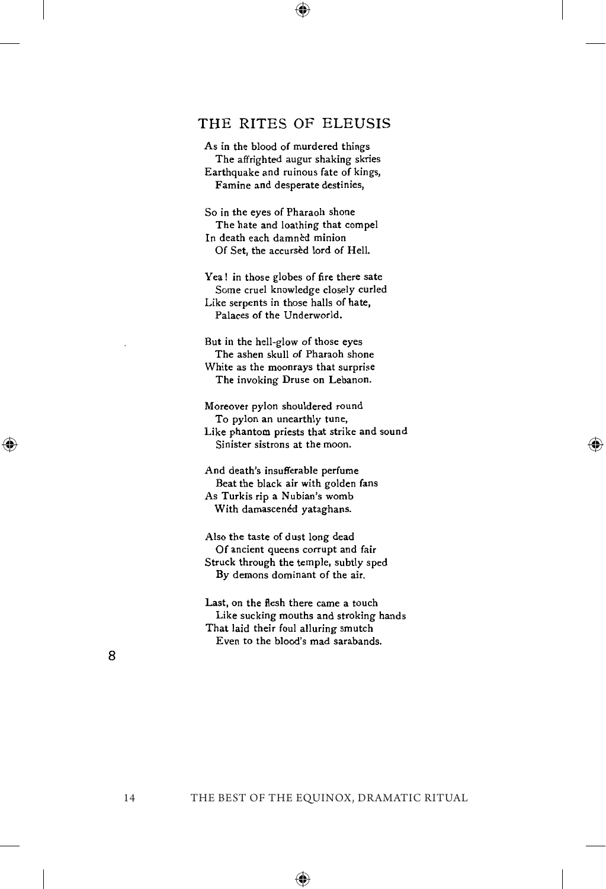## THE RITES OF ELEUSIS

As in the blood of murdered things
   The affrighted augur shaking skries
Earthquake and ruinous fate of kings,
   Famine and desperate destinies,

So in the eyes of Pharaoh shone
   The hate and loathing that compel
In death each damnèd minion
   Of Set, the accursèd lord of Hell.

Yea! in those globes of fire there sate
   Some cruel knowledge closely curled
Like serpents in those halls of hate,
   Palaces of the Underworld.

But in the hell-glow of those eyes
   The ashen skull of Pharaoh shone
White as the moonrays that surprise
   The invoking Druse on Lebanon.

Moreover pylon shouldered round
   To pylon an unearthly tune,
Like phantom priests that strike and sound
   Sinister sistrons at the moon.

And death's insufferable perfume
   Beat the black air with golden fans
As Turkis rip a Nubian's womb
   With damascenéd yataghans.

Also the taste of dust long dead
   Of ancient queens corrupt and fair
Struck through the temple, subtly sped
   By demons dominant of the air.

Last, on the flesh there came a touch
   Like sucking mouths and stroking hands
That laid their foul alluring smutch
   Even to the blood's mad sarabands.

8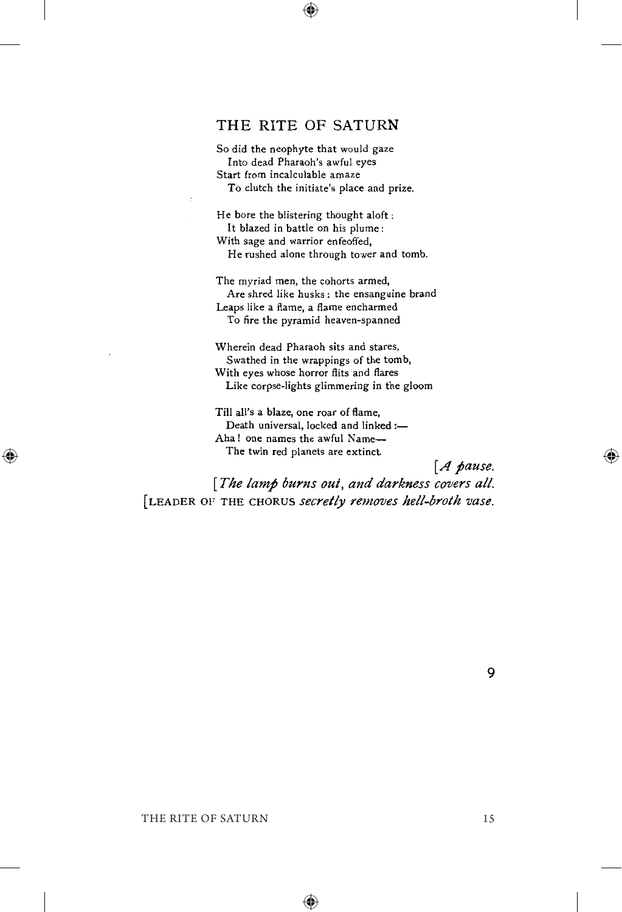## THE RITE OF SATURN

So did the neophyte that would gaze
  Into dead Pharaoh's awful eyes
Start from incalculable amaze
  To clutch the initiate's place and prize.

He bore the blistering thought aloft :
  It blazed in battle on his plume :
With sage and warrior enfeoffed,
  He rushed alone through tower and tomb.

The myriad men, the cohorts armed,
  Are shred like husks : the ensanguine brand
Leaps like a flame, a flame encharmed
  To fire the pyramid heaven-spanned

Wherein dead Pharaoh sits and stares,
  Swathed in the wrappings of the tomb,
With eyes whose horror flits and flares
  Like corpse-lights glimmering in the gloom

Till all's a blaze, one roar of flame,
  Death universal, locked and linked :—
Aha ! one names the awful Name—
  The twin red planets are extinct.

[*A pause.*

[*The lamp burns out, and darkness covers all.*

[LEADER OF THE CHORUS *secretly removes hell-broth vase.*